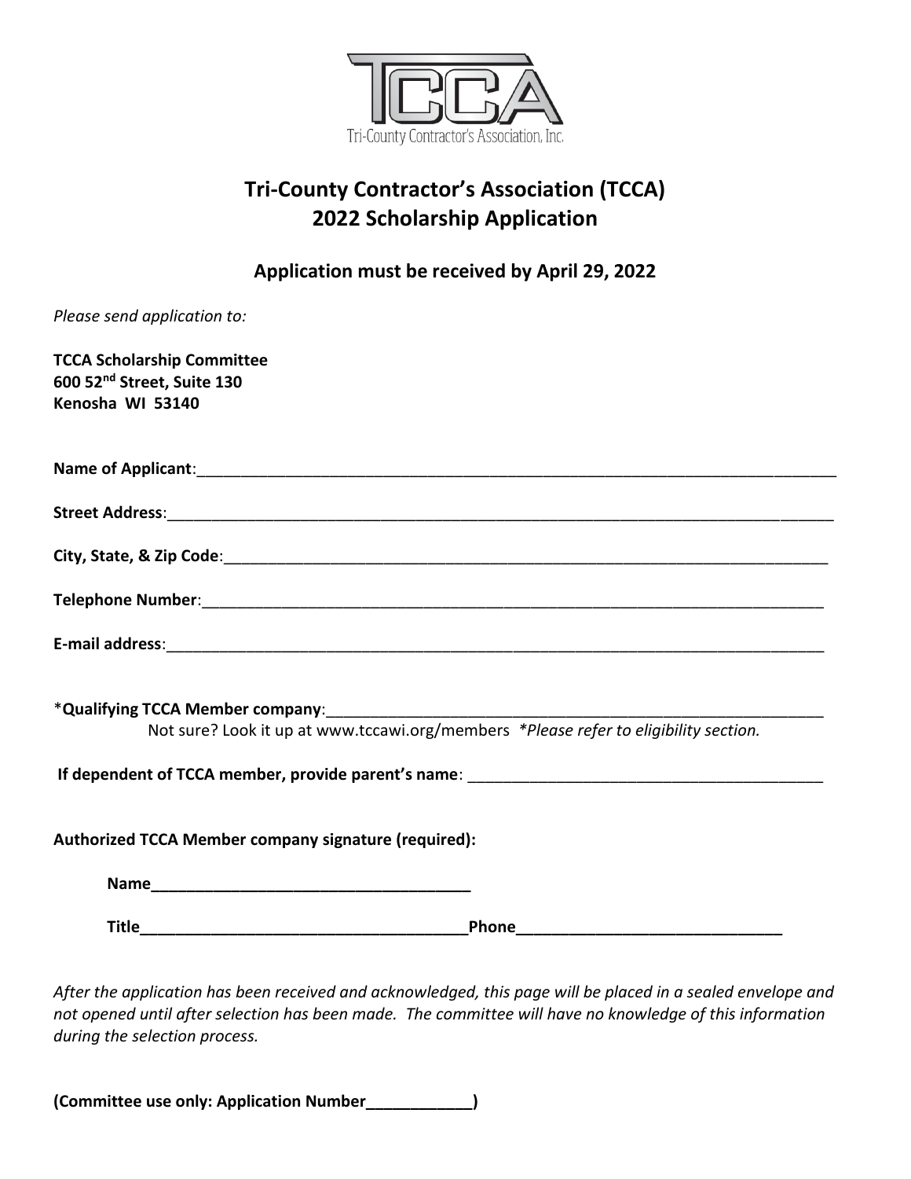# Tri-County Contractor's Association (TCCA)
# 2022 Scholarship Application

**Application must be received by April 29, 2022**

*Please send application to:*

**TCCA Scholarship Committee**
**600 52nd Street, Suite 130**
**Kenosha WI 53140**

**Name of Applicant**:_______________________________________________________________________

**Street Address**:_________________________________________________________________________

**City, State, & Zip Code**:__________________________________________________________________

**Telephone Number**:______________________________________________________________________

**E-mail address**:_________________________________________________________________________

*__Qualifying TCCA Member company__:_______________________________________________________

Not sure? Look it up at www.tccawi.org/members *\*Please refer to eligibility section.*

**If dependent of TCCA member, provide parent's name**: ________________________________________

**Authorized TCCA Member company signature (required):**

**Name**_____________________________________

**Title**_____________________________________**Phone**______________________________

*After the application has been received and acknowledged, this page will be placed in a sealed envelope and not opened until after selection has been made. The committee will have no knowledge of this information during the selection process.*

**(Committee use only: Application Number____________)**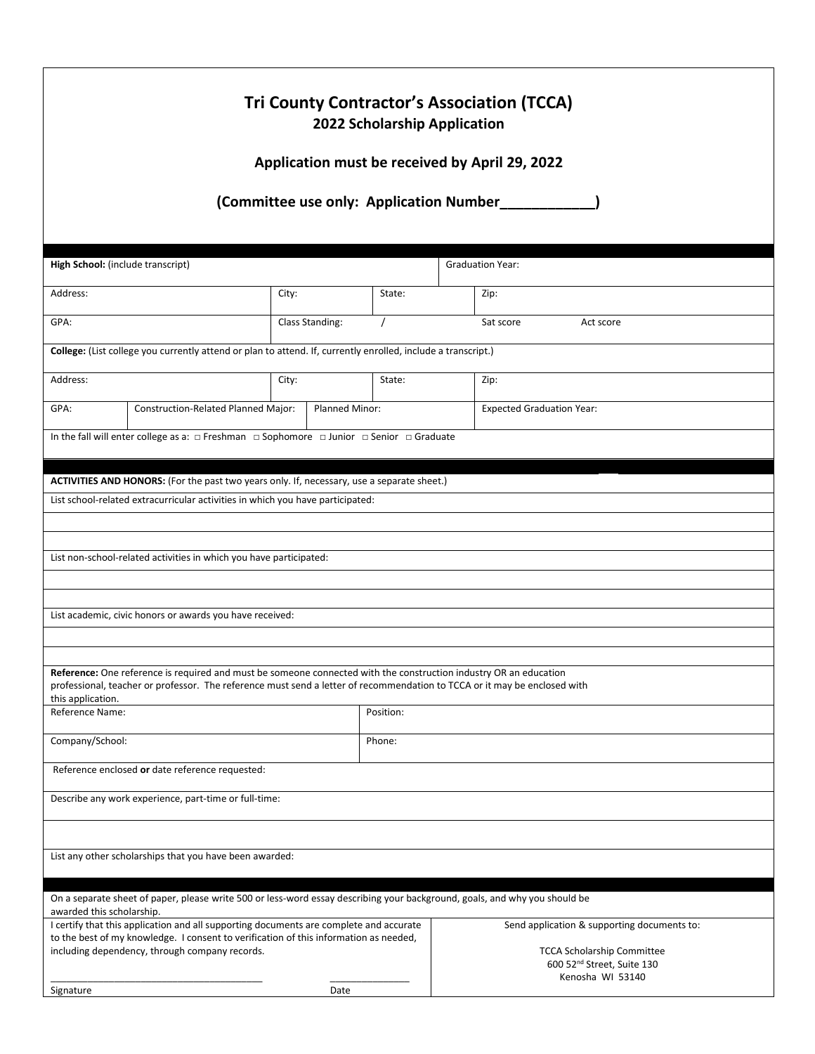# Tri County Contractor's Association (TCCA)

## 2022 Scholarship Application

### Application must be received by April 29, 2022

### (Committee use only: Application Number____________)

| | | | |
|---|---|---|---|
| **High School:** (include transcript) | | | Graduation Year: |
| Address: | City: | State: | Zip: |
| GPA: | Class Standing: / | | Sat score Act score |
| **College:** (List college you currently attend or plan to attend. If, currently enrolled, include a transcript.) | | | |
| Address: | City: | State: | Zip: |
| GPA: | Construction-Related Planned Major: | Planned Minor: | Expected Graduation Year: |
| In the fall will enter college as a: □ Freshman □ Sophomore □ Junior □ Senior □ Graduate | | | |

**ACTIVITIES AND HONORS:** (For the past two years only. If, necessary, use a separate sheet.)

List school-related extracurricular activities in which you have participated:

List non-school-related activities in which you have participated:

List academic, civic honors or awards you have received:

**Reference:** One reference is required and must be someone connected with the construction industry OR an education professional, teacher or professor. The reference must send a letter of recommendation to TCCA or it may be enclosed with this application.

| | |
|---|---|
| Reference Name: | Position: |
| Company/School: | Phone: |

Reference enclosed **or** date reference requested:

Describe any work experience, part-time or full-time:

List any other scholarships that you have been awarded:

On a separate sheet of paper, please write 500 or less-word essay describing your background, goals, and why you should be awarded this scholarship.

I certify that this application and all supporting documents are complete and accurate to the best of my knowledge. I consent to verification of this information as needed, including dependency, through company records.

_________________________________________ _______________

Signature Date

Send application & supporting documents to:

TCCA Scholarship Committee
600 52nd Street, Suite 130
Kenosha WI 53140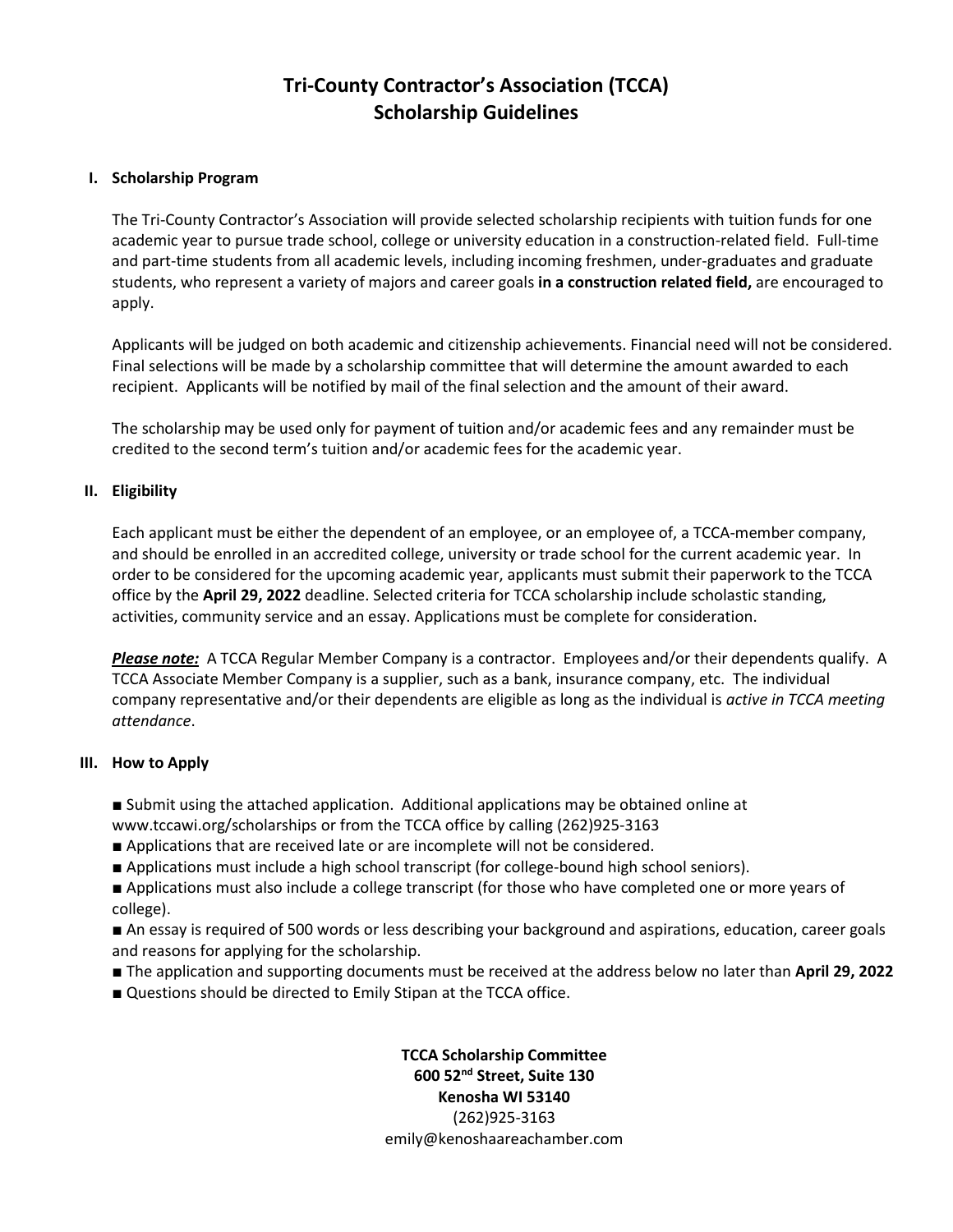# Tri-County Contractor's Association (TCCA)
# Scholarship Guidelines

## I. Scholarship Program

The Tri-County Contractor's Association will provide selected scholarship recipients with tuition funds for one academic year to pursue trade school, college or university education in a construction-related field. Full-time and part-time students from all academic levels, including incoming freshmen, under-graduates and graduate students, who represent a variety of majors and career goals **in a construction related field,** are encouraged to apply.

Applicants will be judged on both academic and citizenship achievements. Financial need will not be considered. Final selections will be made by a scholarship committee that will determine the amount awarded to each recipient. Applicants will be notified by mail of the final selection and the amount of their award.

The scholarship may be used only for payment of tuition and/or academic fees and any remainder must be credited to the second term's tuition and/or academic fees for the academic year.

## II. Eligibility

Each applicant must be either the dependent of an employee, or an employee of, a TCCA-member company, and should be enrolled in an accredited college, university or trade school for the current academic year. In order to be considered for the upcoming academic year, applicants must submit their paperwork to the TCCA office by the **April 29, 2022** deadline. Selected criteria for TCCA scholarship include scholastic standing, activities, community service and an essay. Applications must be complete for consideration.

***Please note:*** A TCCA Regular Member Company is a contractor. Employees and/or their dependents qualify. A TCCA Associate Member Company is a supplier, such as a bank, insurance company, etc. The individual company representative and/or their dependents are eligible as long as the individual is *active in TCCA meeting attendance*.

## III. How to Apply

- Submit using the attached application. Additional applications may be obtained online at www.tccawi.org/scholarships or from the TCCA office by calling (262)925-3163
- Applications that are received late or are incomplete will not be considered.
- Applications must include a high school transcript (for college-bound high school seniors).
- Applications must also include a college transcript (for those who have completed one or more years of college).
- An essay is required of 500 words or less describing your background and aspirations, education, career goals and reasons for applying for the scholarship.
- The application and supporting documents must be received at the address below no later than **April 29, 2022**
- Questions should be directed to Emily Stipan at the TCCA office.

**TCCA Scholarship Committee**
**600 52nd Street, Suite 130**
**Kenosha WI 53140**
(262)925-3163
emily@kenoshaareachamber.com